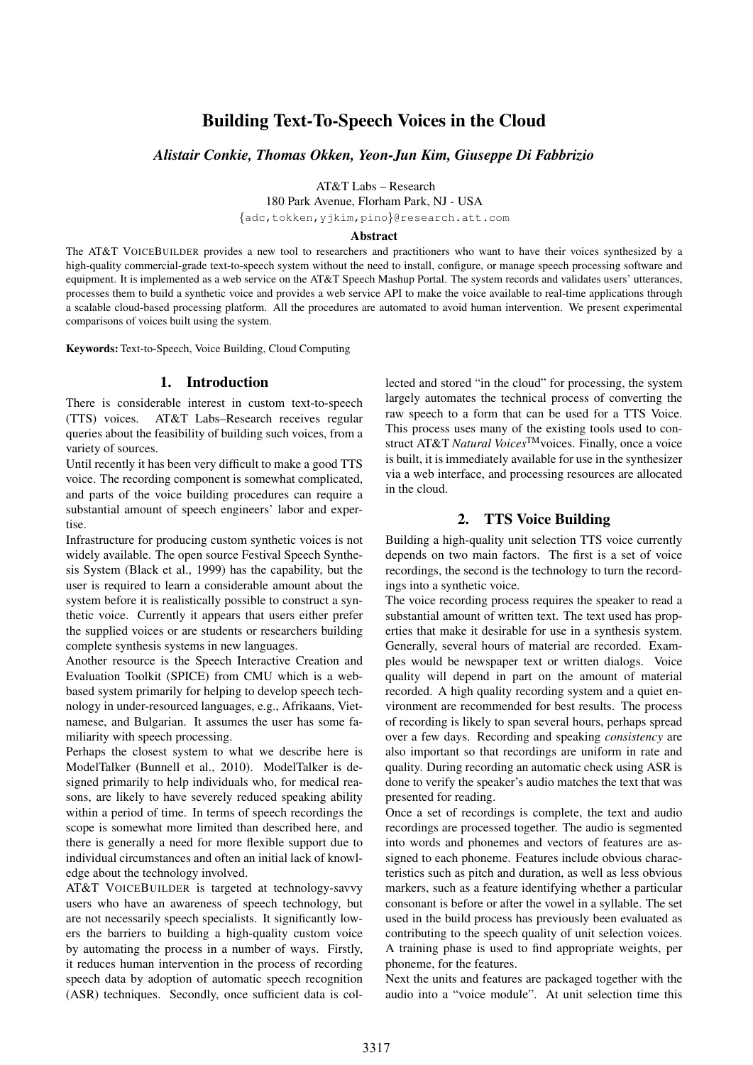// Building Text-To-Speech Voices in the Cloud

*Alistair Conkie, Thomas Okken, Yeon-Jun Kim, Giuseppe Di Fabbrizio*

AT&T Labs – Research
180 Park Avenue, Florham Park, NJ - USA
{adc,tokken,yjkim,pino}@research.att.com

## Abstract

The AT&T VOICEBUILDER provides a new tool to researchers and practitioners who want to have their voices synthesized by a high-quality commercial-grade text-to-speech system without the need to install, configure, or manage speech processing software and equipment. It is implemented as a web service on the AT&T Speech Mashup Portal. The system records and validates users' utterances, processes them to build a synthetic voice and provides a web service API to make the voice available to real-time applications through a scalable cloud-based processing platform. All the procedures are automated to avoid human intervention. We present experimental comparisons of voices built using the system.

**Keywords:** Text-to-Speech, Voice Building, Cloud Computing

## 1. Introduction

There is considerable interest in custom text-to-speech (TTS) voices. AT&T Labs–Research receives regular queries about the feasibility of building such voices, from a variety of sources.

Until recently it has been very difficult to make a good TTS voice. The recording component is somewhat complicated, and parts of the voice building procedures can require a substantial amount of speech engineers' labor and expertise.

Infrastructure for producing custom synthetic voices is not widely available. The open source Festival Speech Synthesis System (Black et al., 1999) has the capability, but the user is required to learn a considerable amount about the system before it is realistically possible to construct a synthetic voice. Currently it appears that users either prefer the supplied voices or are students or researchers building complete synthesis systems in new languages.

Another resource is the Speech Interactive Creation and Evaluation Toolkit (SPICE) from CMU which is a web-based system primarily for helping to develop speech technology in under-resourced languages, e.g., Afrikaans, Vietnamese, and Bulgarian. It assumes the user has some familiarity with speech processing.

Perhaps the closest system to what we describe here is ModelTalker (Bunnell et al., 2010). ModelTalker is designed primarily to help individuals who, for medical reasons, are likely to have severely reduced speaking ability within a period of time. In terms of speech recordings the scope is somewhat more limited than described here, and there is generally a need for more flexible support due to individual circumstances and often an initial lack of knowledge about the technology involved.

AT&T VOICEBUILDER is targeted at technology-savvy users who have an awareness of speech technology, but are not necessarily speech specialists. It significantly lowers the barriers to building a high-quality custom voice by automating the process in a number of ways. Firstly, it reduces human intervention in the process of recording speech data by adoption of automatic speech recognition (ASR) techniques. Secondly, once sufficient data is collected and stored "in the cloud" for processing, the system largely automates the technical process of converting the raw speech to a form that can be used for a TTS Voice. This process uses many of the existing tools used to construct AT&T *Natural Voices*™voices. Finally, once a voice is built, it is immediately available for use in the synthesizer via a web interface, and processing resources are allocated in the cloud.

## 2. TTS Voice Building

Building a high-quality unit selection TTS voice currently depends on two main factors. The first is a set of voice recordings, the second is the technology to turn the recordings into a synthetic voice.

The voice recording process requires the speaker to read a substantial amount of written text. The text used has properties that make it desirable for use in a synthesis system. Generally, several hours of material are recorded. Examples would be newspaper text or written dialogs. Voice quality will depend in part on the amount of material recorded. A high quality recording system and a quiet environment are recommended for best results. The process of recording is likely to span several hours, perhaps spread over a few days. Recording and speaking *consistency* are also important so that recordings are uniform in rate and quality. During recording an automatic check using ASR is done to verify the speaker's audio matches the text that was presented for reading.

Once a set of recordings is complete, the text and audio recordings are processed together. The audio is segmented into words and phonemes and vectors of features are assigned to each phoneme. Features include obvious characteristics such as pitch and duration, as well as less obvious markers, such as a feature identifying whether a particular consonant is before or after the vowel in a syllable. The set used in the build process has previously been evaluated as contributing to the speech quality of unit selection voices. A training phase is used to find appropriate weights, per phoneme, for the features.

Next the units and features are packaged together with the audio into a "voice module". At unit selection time this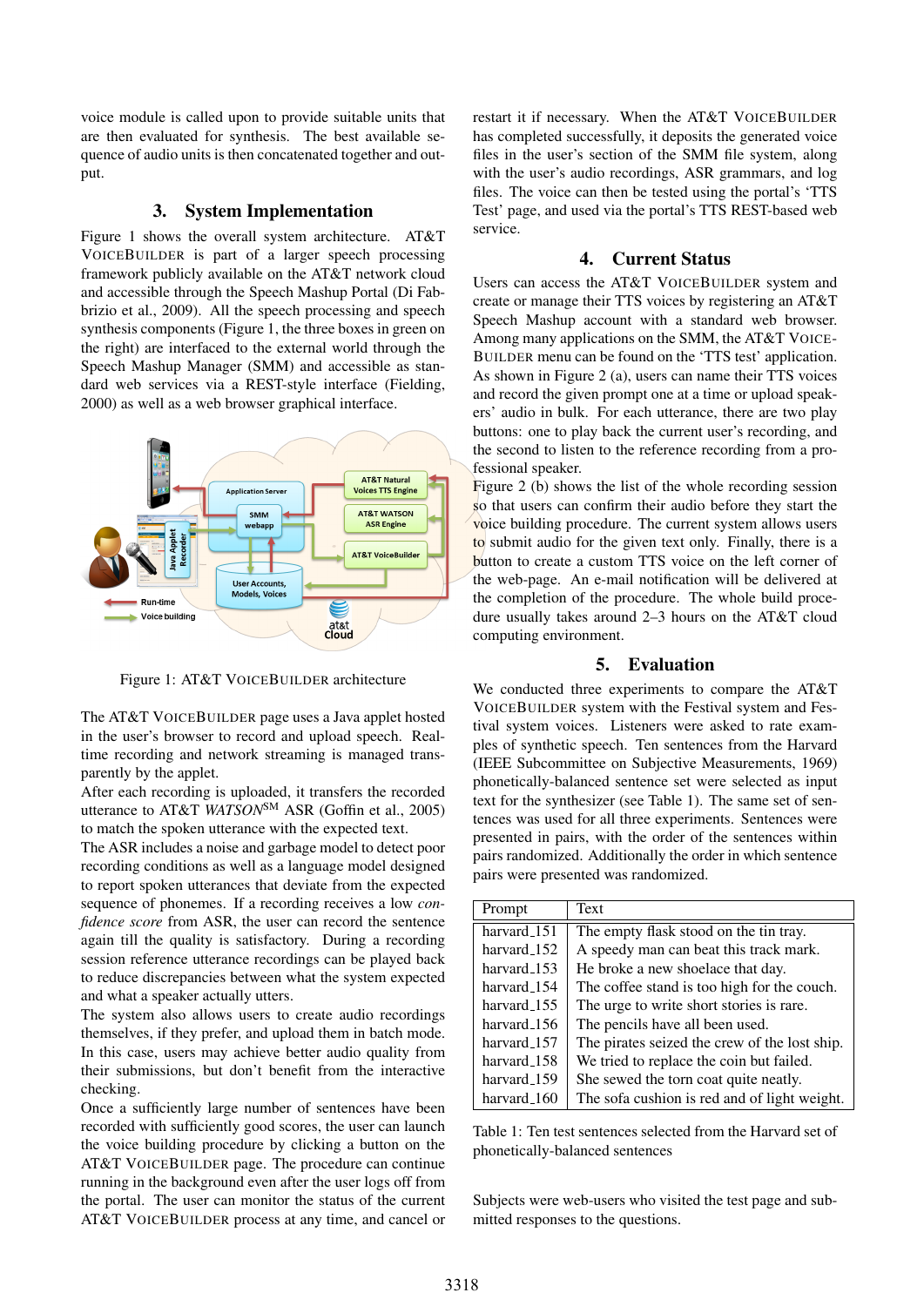voice module is called upon to provide suitable units that are then evaluated for synthesis. The best available sequence of audio units is then concatenated together and output.

## 3. System Implementation

Figure 1 shows the overall system architecture. AT&T VOICEBUILDER is part of a larger speech processing framework publicly available on the AT&T network cloud and accessible through the Speech Mashup Portal (Di Fabbrizio et al., 2009). All the speech processing and speech synthesis components (Figure 1, the three boxes in green on the right) are interfaced to the external world through the Speech Mashup Manager (SMM) and accessible as standard web services via a REST-style interface (Fielding, 2000) as well as a web browser graphical interface.

Figure 1: AT&T VOICEBUILDER architecture

The AT&T VOICEBUILDER page uses a Java applet hosted in the user's browser to record and upload speech. Real-time recording and network streaming is managed transparently by the applet.

After each recording is uploaded, it transfers the recorded utterance to AT&T *WATSON*[SM] ASR (Goffin et al., 2005) to match the spoken utterance with the expected text.

The ASR includes a noise and garbage model to detect poor recording conditions as well as a language model designed to report spoken utterances that deviate from the expected sequence of phonemes. If a recording receives a low *confidence score* from ASR, the user can record the sentence again till the quality is satisfactory. During a recording session reference utterance recordings can be played back to reduce discrepancies between what the system expected and what a speaker actually utters.

The system also allows users to create audio recordings themselves, if they prefer, and upload them in batch mode. In this case, users may achieve better audio quality from their submissions, but don't benefit from the interactive checking.

Once a sufficiently large number of sentences have been recorded with sufficiently good scores, the user can launch the voice building procedure by clicking a button on the AT&T VOICEBUILDER page. The procedure can continue running in the background even after the user logs off from the portal. The user can monitor the status of the current AT&T VOICEBUILDER process at any time, and cancel or restart it if necessary. When the AT&T VOICEBUILDER has completed successfully, it deposits the generated voice files in the user's section of the SMM file system, along with the user's audio recordings, ASR grammars, and log files. The voice can then be tested using the portal's 'TTS Test' page, and used via the portal's TTS REST-based web service.

## 4. Current Status

Users can access the AT&T VOICEBUILDER system and create or manage their TTS voices by registering an AT&T Speech Mashup account with a standard web browser. Among many applications on the SMM, the AT&T VOICEBUILDER menu can be found on the 'TTS test' application. As shown in Figure 2 (a), users can name their TTS voices and record the given prompt one at a time or upload speakers' audio in bulk. For each utterance, there are two play buttons: one to play back the current user's recording, and the second to listen to the reference recording from a professional speaker.

Figure 2 (b) shows the list of the whole recording session so that users can confirm their audio before they start the voice building procedure. The current system allows users to submit audio for the given text only. Finally, there is a button to create a custom TTS voice on the left corner of the web-page. An e-mail notification will be delivered at the completion of the procedure. The whole build procedure usually takes around 2–3 hours on the AT&T cloud computing environment.

## 5. Evaluation

We conducted three experiments to compare the AT&T VOICEBUILDER system with the Festival system and Festival system voices. Listeners were asked to rate examples of synthetic speech. Ten sentences from the Harvard (IEEE Subcommittee on Subjective Measurements, 1969) phonetically-balanced sentence set were selected as input text for the synthesizer (see Table 1). The same set of sentences was used for all three experiments. Sentences were presented in pairs, with the order of the sentences within pairs randomized. Additionally the order in which sentence pairs were presented was randomized.

| Prompt | Text |
|---|---|
| harvard_151 | The empty flask stood on the tin tray. |
| harvard_152 | A speedy man can beat this track mark. |
| harvard_153 | He broke a new shoelace that day. |
| harvard_154 | The coffee stand is too high for the couch. |
| harvard_155 | The urge to write short stories is rare. |
| harvard_156 | The pencils have all been used. |
| harvard_157 | The pirates seized the crew of the lost ship. |
| harvard_158 | We tried to replace the coin but failed. |
| harvard_159 | She sewed the torn coat quite neatly. |
| harvard_160 | The sofa cushion is red and of light weight. |

Table 1: Ten test sentences selected from the Harvard set of phonetically-balanced sentences

Subjects were web-users who visited the test page and submitted responses to the questions.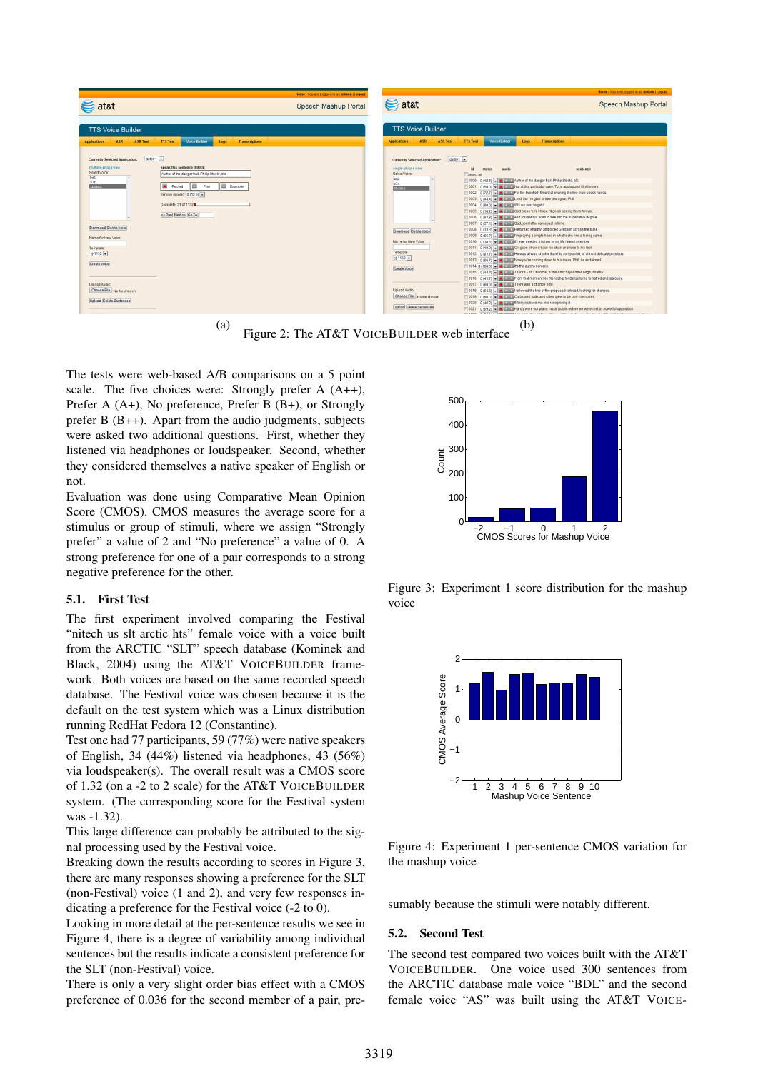(a) Figure 2: The AT&T VOICEBUILDER web interface (b)

The tests were web-based A/B comparisons on a 5 point scale. The five choices were: Strongly prefer A (A++), Prefer A (A+), No preference, Prefer B (B+), or Strongly prefer B (B++). Apart from the audio judgments, subjects were asked two additional questions. First, whether they listened via headphones or loudspeaker. Second, whether they considered themselves a native speaker of English or not.

Evaluation was done using Comparative Mean Opinion Score (CMOS). CMOS measures the average score for a stimulus or group of stimuli, where we assign "Strongly prefer" a value of 2 and "No preference" a value of 0. A strong preference for one of a pair corresponds to a strong negative preference for the other.

### 5.1. First Test

The first experiment involved comparing the Festival "nitech_us_slt_arctic_hts" female voice with a voice built from the ARCTIC "SLT" speech database (Kominek and Black, 2004) using the AT&T VOICEBUILDER framework. Both voices are based on the same recorded speech database. The Festival voice was chosen because it is the default on the test system which was a Linux distribution running RedHat Fedora 12 (Constantine).

Test one had 77 participants, 59 (77%) were native speakers of English, 34 (44%) listened via headphones, 43 (56%) via loudspeaker(s). The overall result was a CMOS score of 1.32 (on a -2 to 2 scale) for the AT&T VOICEBUILDER system. (The corresponding score for the Festival system was -1.32).

This large difference can probably be attributed to the signal processing used by the Festival voice.

Breaking down the results according to scores in Figure 3, there are many responses showing a preference for the SLT (non-Festival) voice (1 and 2), and very few responses indicating a preference for the Festival voice (-2 to 0).

Looking in more detail at the per-sentence results we see in Figure 4, there is a degree of variability among individual sentences but the results indicate a consistent preference for the SLT (non-Festival) voice.

There is only a very slight order bias effect with a CMOS preference of 0.036 for the second member of a pair, presumably because the stimuli were notably different.

Figure 3: Experiment 1 score distribution for the mashup voice

Figure 4: Experiment 1 per-sentence CMOS variation for the mashup voice

### 5.2. Second Test

The second test compared two voices built with the AT&T VOICEBUILDER. One voice used 300 sentences from the ARCTIC database male voice "BDL" and the second female voice "AS" was built using the AT&T VOICE-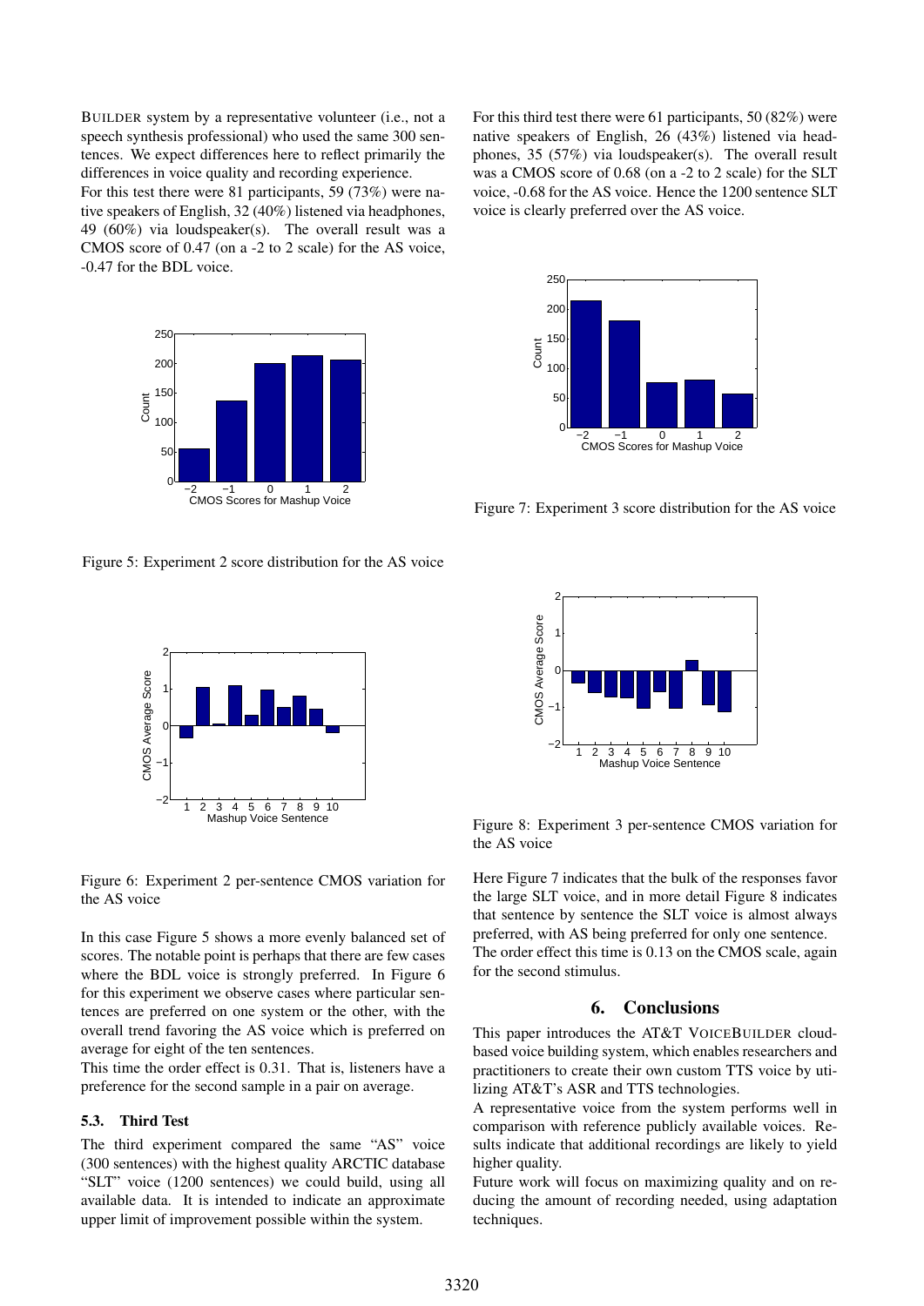BUILDER system by a representative volunteer (i.e., not a speech synthesis professional) who used the same 300 sentences. We expect differences here to reflect primarily the differences in voice quality and recording experience.

For this test there were 81 participants, 59 (73%) were native speakers of English, 32 (40%) listened via headphones, 49 (60%) via loudspeaker(s). The overall result was a CMOS score of 0.47 (on a -2 to 2 scale) for the AS voice, -0.47 for the BDL voice.

Figure 5: Experiment 2 score distribution for the AS voice

Figure 6: Experiment 2 per-sentence CMOS variation for the AS voice

In this case Figure 5 shows a more evenly balanced set of scores. The notable point is perhaps that there are few cases where the BDL voice is strongly preferred. In Figure 6 for this experiment we observe cases where particular sentences are preferred on one system or the other, with the overall trend favoring the AS voice which is preferred on average for eight of the ten sentences.

This time the order effect is 0.31. That is, listeners have a preference for the second sample in a pair on average.

### 5.3. Third Test

The third experiment compared the same "AS" voice (300 sentences) with the highest quality ARCTIC database "SLT" voice (1200 sentences) we could build, using all available data. It is intended to indicate an approximate upper limit of improvement possible within the system.

For this third test there were 61 participants, 50 (82%) were native speakers of English, 26 (43%) listened via headphones, 35 (57%) via loudspeaker(s). The overall result was a CMOS score of 0.68 (on a -2 to 2 scale) for the SLT voice, -0.68 for the AS voice. Hence the 1200 sentence SLT voice is clearly preferred over the AS voice.

Figure 7: Experiment 3 score distribution for the AS voice

Figure 8: Experiment 3 per-sentence CMOS variation for the AS voice

Here Figure 7 indicates that the bulk of the responses favor the large SLT voice, and in more detail Figure 8 indicates that sentence by sentence the SLT voice is almost always preferred, with AS being preferred for only one sentence.

The order effect this time is 0.13 on the CMOS scale, again for the second stimulus.

## 6. Conclusions

This paper introduces the AT&T VOICEBUILDER cloud-based voice building system, which enables researchers and practitioners to create their own custom TTS voice by utilizing AT&T's ASR and TTS technologies.

A representative voice from the system performs well in comparison with reference publicly available voices. Results indicate that additional recordings are likely to yield higher quality.

Future work will focus on maximizing quality and on reducing the amount of recording needed, using adaptation techniques.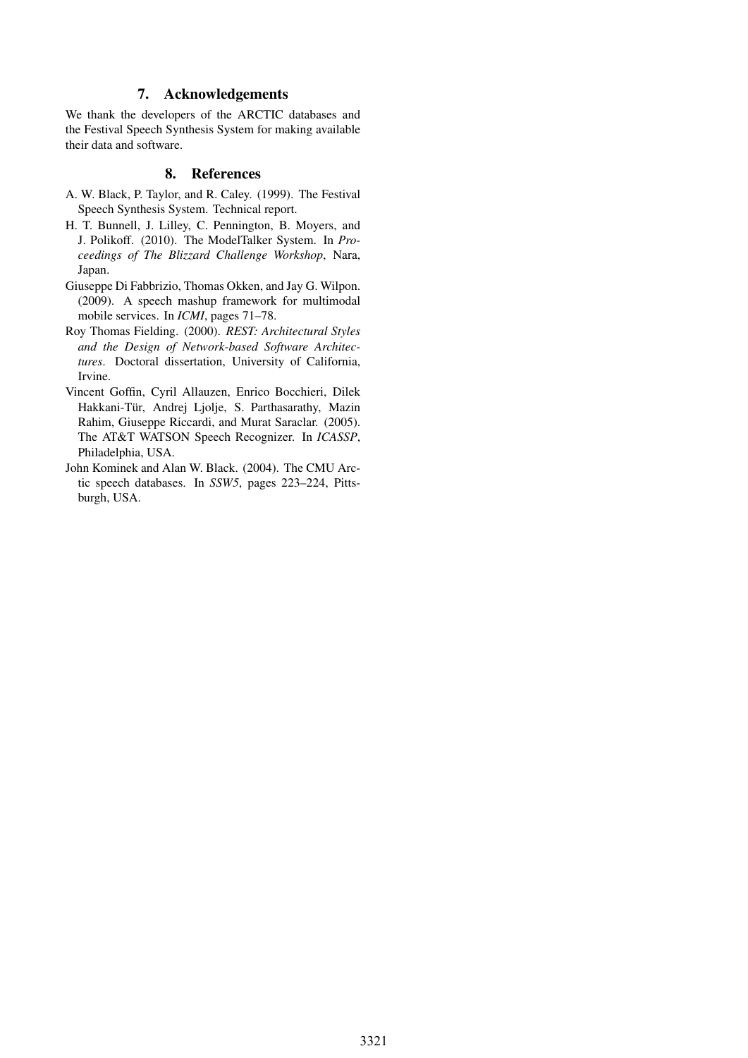## 7. Acknowledgements

We thank the developers of the ARCTIC databases and the Festival Speech Synthesis System for making available their data and software.

## 8. References

A. W. Black, P. Taylor, and R. Caley. (1999). The Festival Speech Synthesis System. Technical report.

H. T. Bunnell, J. Lilley, C. Pennington, B. Moyers, and J. Polikoff. (2010). The ModelTalker System. In *Proceedings of The Blizzard Challenge Workshop*, Nara, Japan.

Giuseppe Di Fabbrizio, Thomas Okken, and Jay G. Wilpon. (2009). A speech mashup framework for multimodal mobile services. In *ICMI*, pages 71–78.

Roy Thomas Fielding. (2000). *REST: Architectural Styles and the Design of Network-based Software Architectures*. Doctoral dissertation, University of California, Irvine.

Vincent Goffin, Cyril Allauzen, Enrico Bocchieri, Dilek Hakkani-Tür, Andrej Ljolje, S. Parthasarathy, Mazin Rahim, Giuseppe Riccardi, and Murat Saraclar. (2005). The AT&T WATSON Speech Recognizer. In *ICASSP*, Philadelphia, USA.

John Kominek and Alan W. Black. (2004). The CMU Arctic speech databases. In *SSW5*, pages 223–224, Pittsburgh, USA.